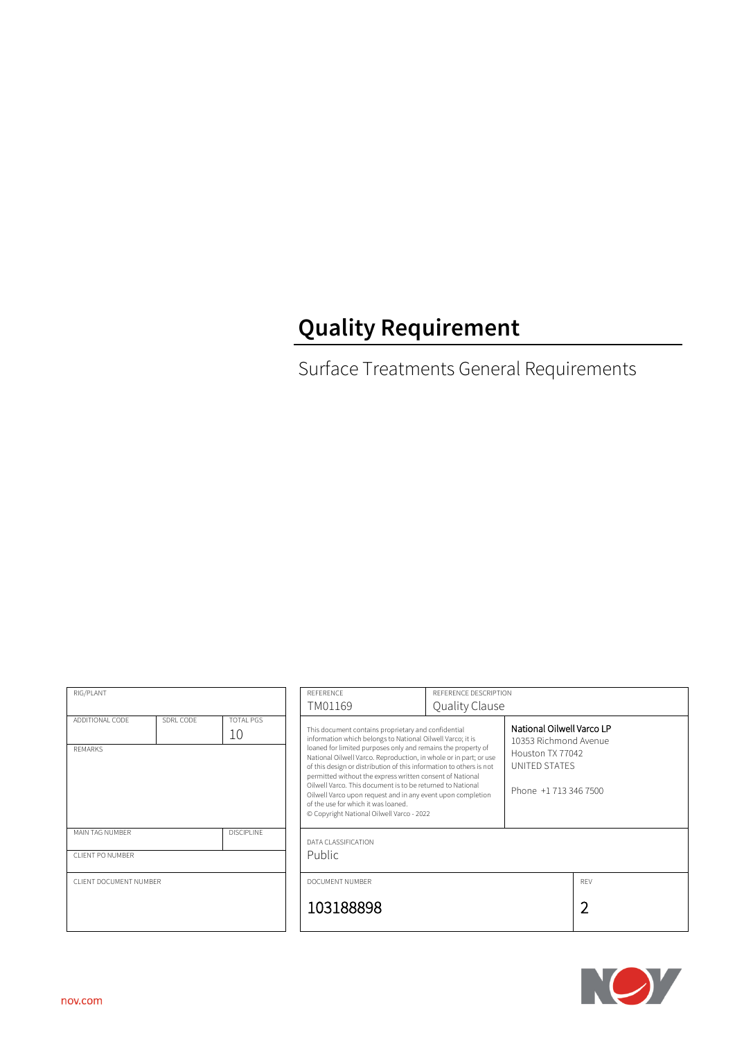# Quality Requirement

## Surface Treatments General Requirements

| RIG/PLANT | | |
|---|---|---|
| ADDITIONAL CODE | SDRL CODE | TOTAL PGS 10 |
| REMARKS | | |
| MAIN TAG NUMBER | | DISCIPLINE |
| CLIENT PO NUMBER | | |
| CLIENT DOCUMENT NUMBER | | |

| REFERENCE | REFERENCE DESCRIPTION | |
|---|---|---|
| TM01169 | Quality Clause | |
| This document contains proprietary and confidential information which belongs to National Oilwell Varco; it is loaned for limited purposes only and remains the property of National Oilwell Varco. Reproduction, in whole or in part; or use of this design or distribution of this information to others is not permitted without the express written consent of National Oilwell Varco. This document is to be returned to National Oilwell Varco upon request and in any event upon completion of the use for which it was loaned. © Copyright National Oilwell Varco - 2022 | National Oilwell Varco LP<br>10353 Richmond Avenue<br>Houston TX 77042<br>UNITED STATES<br><br>Phone +1 713 346 7500 | |
| DATA CLASSIFICATION<br>Public | | |
| DOCUMENT NUMBER<br>103188898 | | REV<br>2 |

nov.com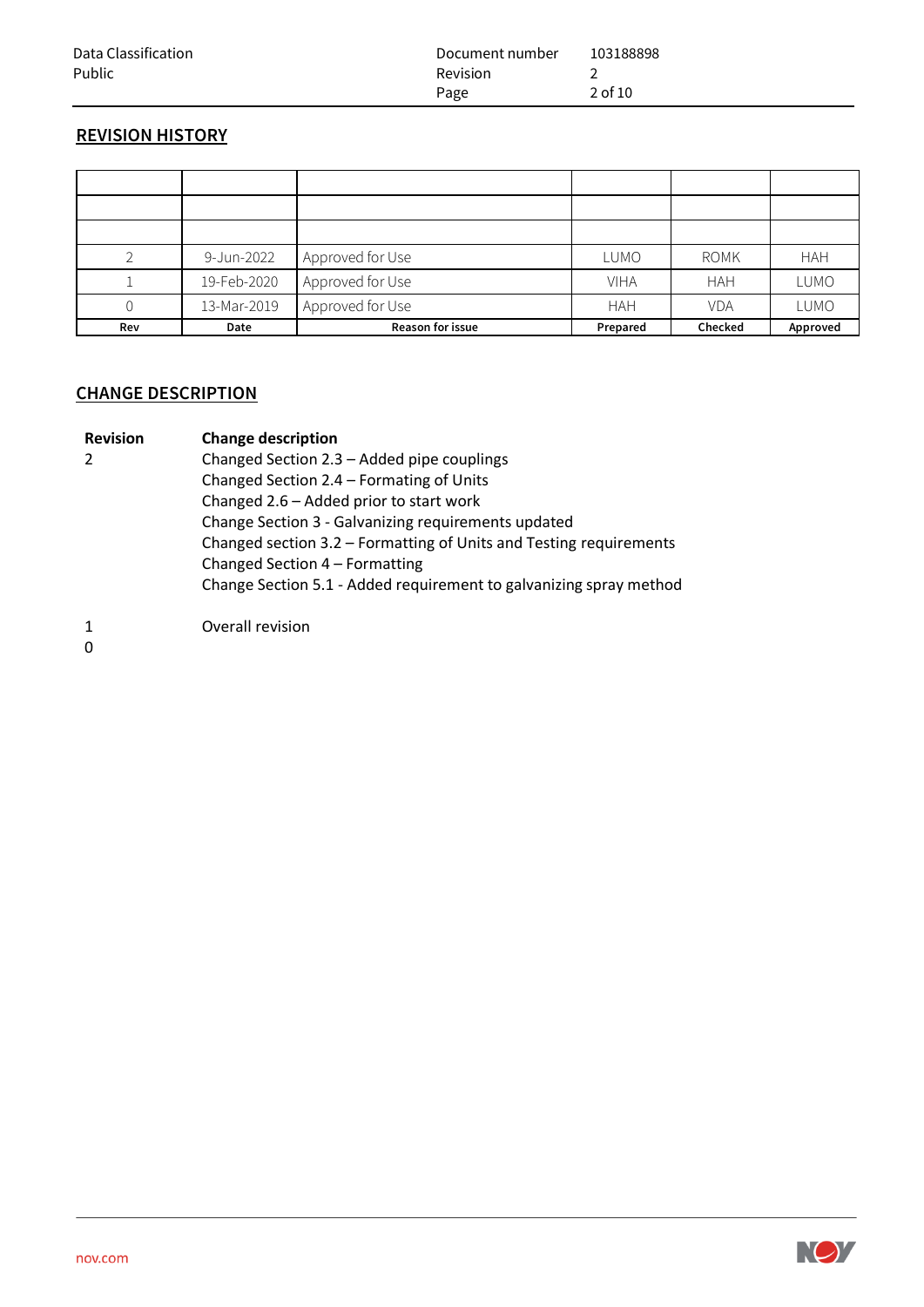## REVISION HISTORY

| Rev | Date | Reason for issue | Prepared | Checked | Approved |
|---|---|---|---|---|---|
| | | | | | |
| | | | | | |
| | | | | | |
| 2 | 9-Jun-2022 | Approved for Use | LUMO | ROMK | HAH |
| 1 | 19-Feb-2020 | Approved for Use | VIHA | HAH | LUMO |
| 0 | 13-Mar-2019 | Approved for Use | HAH | VDA | LUMO |

## CHANGE DESCRIPTION

| Revision | Change description |
|---|---|
| 2 | Changed Section 2.3 – Added pipe couplings<br>Changed Section 2.4 – Formating of Units<br>Changed 2.6 – Added prior to start work<br>Change Section 3 - Galvanizing requirements updated<br>Changed section 3.2 – Formatting of Units and Testing requirements<br>Changed Section 4 – Formatting<br>Change Section 5.1 - Added requirement to galvanizing spray method |
| 1 | Overall revision |
| 0 | |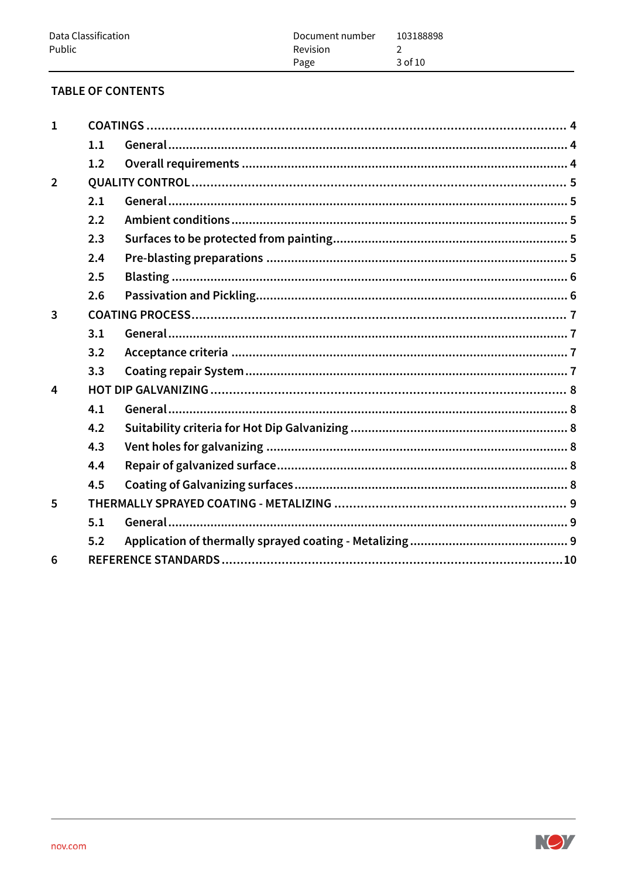## TABLE OF CONTENTS

1 COATINGS ........................................................................................................ 4
  1.1 General ........................................................................................................ 4
  1.2 Overall requirements ................................................................................. 4
2 QUALITY CONTROL .......................................................................................... 5
  2.1 General ........................................................................................................ 5
  2.2 Ambient conditions ..................................................................................... 5
  2.3 Surfaces to be protected from painting ..................................................... 5
  2.4 Pre-blasting preparations ........................................................................... 5
  2.5 Blasting ....................................................................................................... 6
  2.6 Passivation and Pickling ............................................................................. 6
3 COATING PROCESS .......................................................................................... 7
  3.1 General ........................................................................................................ 7
  3.2 Acceptance criteria ..................................................................................... 7
  3.3 Coating repair System ................................................................................. 7
4 HOT DIP GALVANIZING .................................................................................... 8
  4.1 General ........................................................................................................ 8
  4.2 Suitability criteria for Hot Dip Galvanizing ................................................. 8
  4.3 Vent holes for galvanizing .......................................................................... 8
  4.4 Repair of galvanized surface ...................................................................... 8
  4.5 Coating of Galvanizing surfaces ................................................................. 8
5 THERMALLY SPRAYED COATING - METALIZING ............................................ 9
  5.1 General ........................................................................................................ 9
  5.2 Application of thermally sprayed coating - Metalizing ............................... 9
6 REFERENCE STANDARDS ............................................................................... 10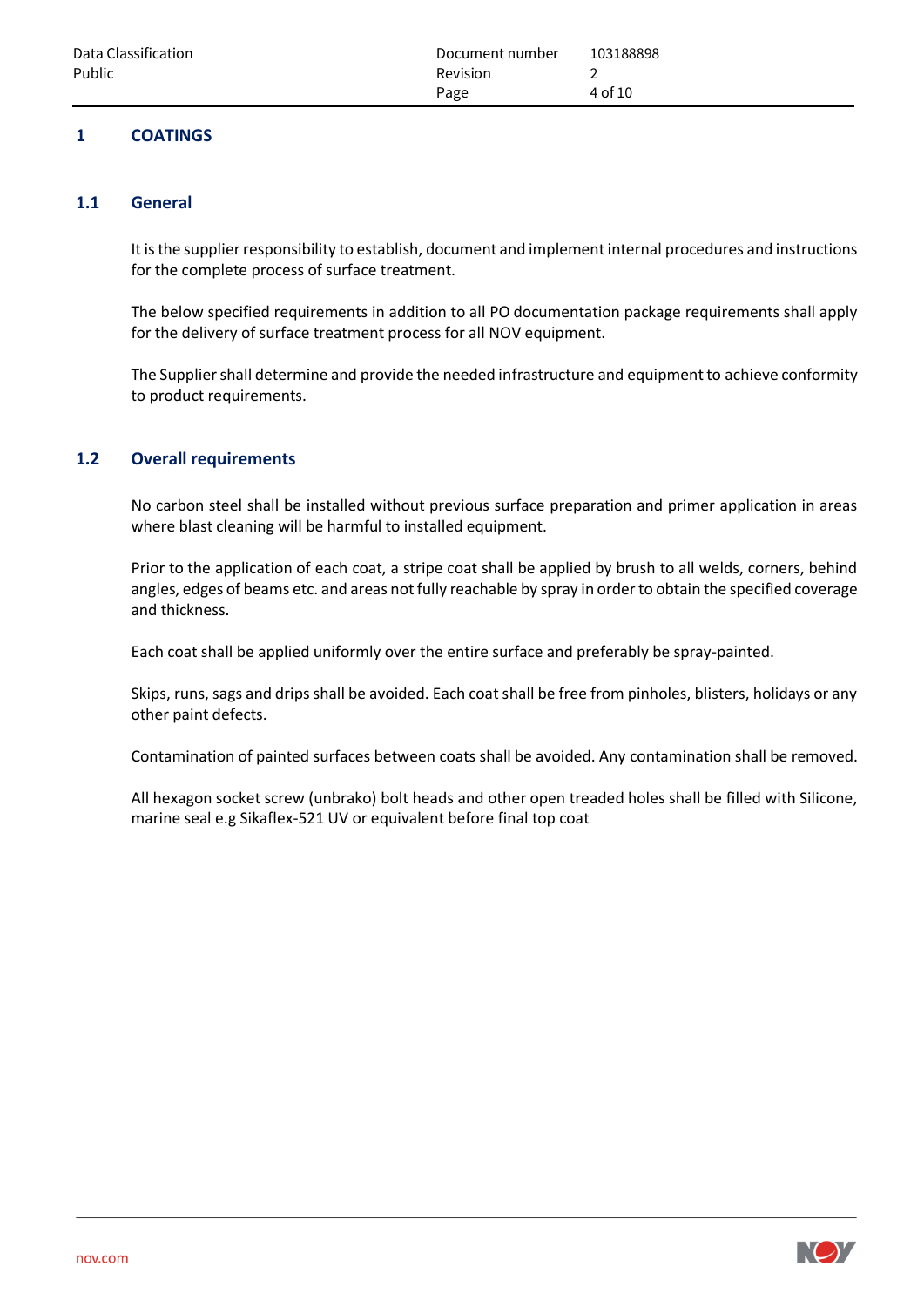# 1 COATINGS

## 1.1 General

It is the supplier responsibility to establish, document and implement internal procedures and instructions for the complete process of surface treatment.

The below specified requirements in addition to all PO documentation package requirements shall apply for the delivery of surface treatment process for all NOV equipment.

The Supplier shall determine and provide the needed infrastructure and equipment to achieve conformity to product requirements.

## 1.2 Overall requirements

No carbon steel shall be installed without previous surface preparation and primer application in areas where blast cleaning will be harmful to installed equipment.

Prior to the application of each coat, a stripe coat shall be applied by brush to all welds, corners, behind angles, edges of beams etc. and areas not fully reachable by spray in order to obtain the specified coverage and thickness.

Each coat shall be applied uniformly over the entire surface and preferably be spray-painted.

Skips, runs, sags and drips shall be avoided. Each coat shall be free from pinholes, blisters, holidays or any other paint defects.

Contamination of painted surfaces between coats shall be avoided. Any contamination shall be removed.

All hexagon socket screw (unbrako) bolt heads and other open treaded holes shall be filled with Silicone, marine seal e.g Sikaflex-521 UV or equivalent before final top coat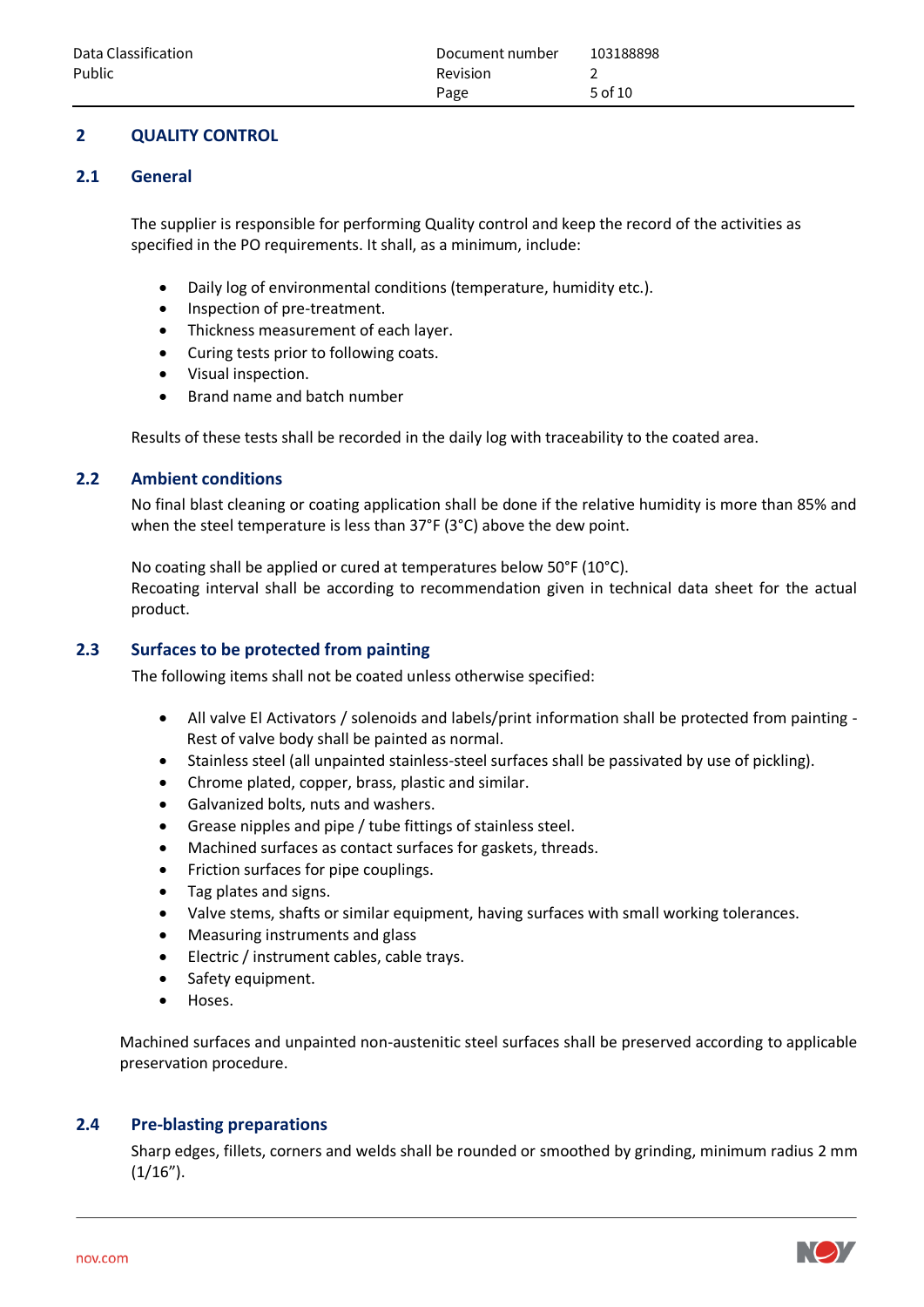# 2 QUALITY CONTROL

## 2.1 General

The supplier is responsible for performing Quality control and keep the record of the activities as specified in the PO requirements. It shall, as a minimum, include:

- Daily log of environmental conditions (temperature, humidity etc.).
- Inspection of pre-treatment.
- Thickness measurement of each layer.
- Curing tests prior to following coats.
- Visual inspection.
- Brand name and batch number

Results of these tests shall be recorded in the daily log with traceability to the coated area.

## 2.2 Ambient conditions

No final blast cleaning or coating application shall be done if the relative humidity is more than 85% and when the steel temperature is less than 37°F (3°C) above the dew point.

No coating shall be applied or cured at temperatures below 50°F (10°C).
Recoating interval shall be according to recommendation given in technical data sheet for the actual product.

## 2.3 Surfaces to be protected from painting

The following items shall not be coated unless otherwise specified:

- All valve El Activators / solenoids and labels/print information shall be protected from painting - Rest of valve body shall be painted as normal.
- Stainless steel (all unpainted stainless-steel surfaces shall be passivated by use of pickling).
- Chrome plated, copper, brass, plastic and similar.
- Galvanized bolts, nuts and washers.
- Grease nipples and pipe / tube fittings of stainless steel.
- Machined surfaces as contact surfaces for gaskets, threads.
- Friction surfaces for pipe couplings.
- Tag plates and signs.
- Valve stems, shafts or similar equipment, having surfaces with small working tolerances.
- Measuring instruments and glass
- Electric / instrument cables, cable trays.
- Safety equipment.
- Hoses.

Machined surfaces and unpainted non-austenitic steel surfaces shall be preserved according to applicable preservation procedure.

## 2.4 Pre-blasting preparations

Sharp edges, fillets, corners and welds shall be rounded or smoothed by grinding, minimum radius 2 mm (1/16”).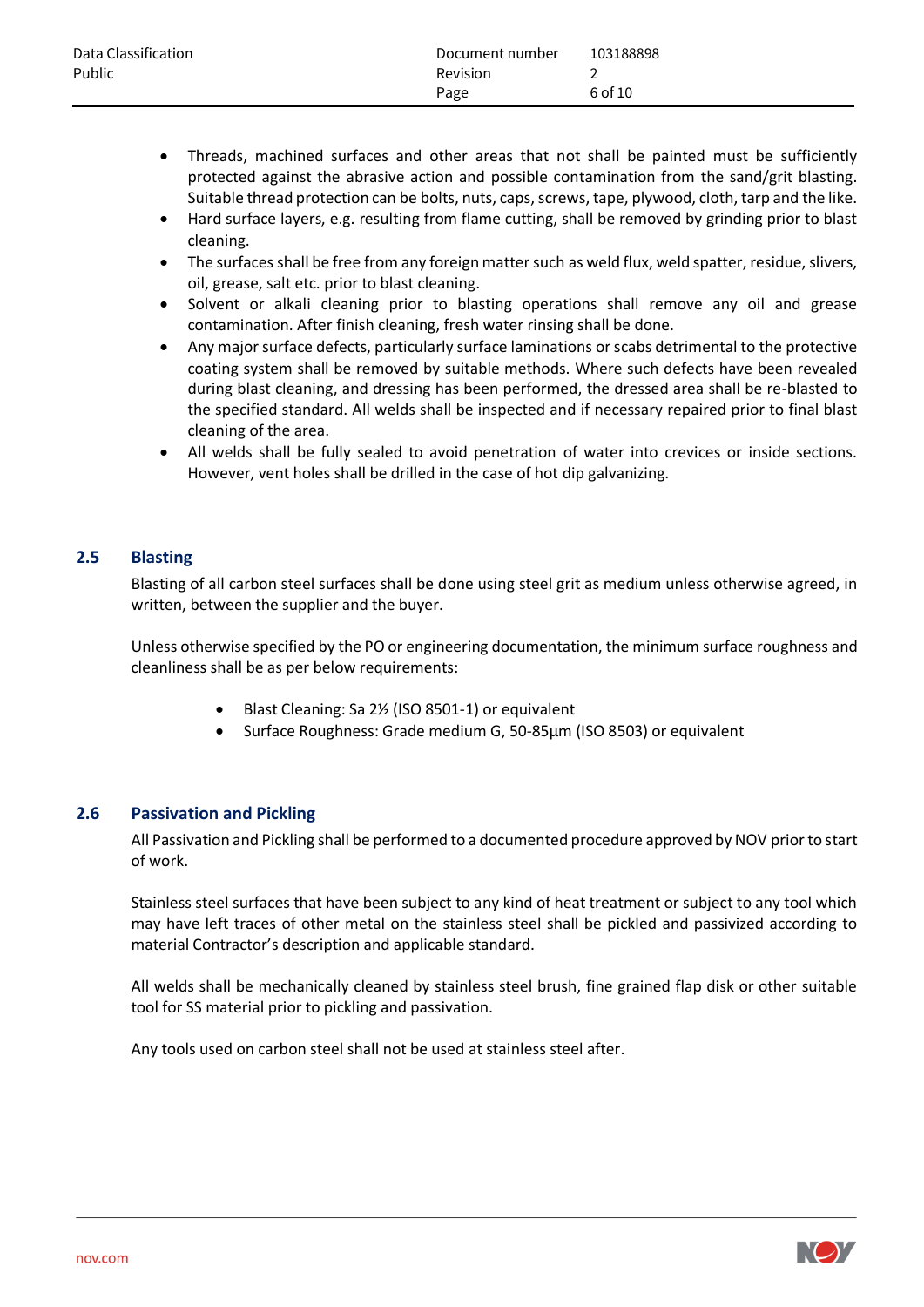- Threads, machined surfaces and other areas that not shall be painted must be sufficiently protected against the abrasive action and possible contamination from the sand/grit blasting. Suitable thread protection can be bolts, nuts, caps, screws, tape, plywood, cloth, tarp and the like.
- Hard surface layers, e.g. resulting from flame cutting, shall be removed by grinding prior to blast cleaning.
- The surfaces shall be free from any foreign matter such as weld flux, weld spatter, residue, slivers, oil, grease, salt etc. prior to blast cleaning.
- Solvent or alkali cleaning prior to blasting operations shall remove any oil and grease contamination. After finish cleaning, fresh water rinsing shall be done.
- Any major surface defects, particularly surface laminations or scabs detrimental to the protective coating system shall be removed by suitable methods. Where such defects have been revealed during blast cleaning, and dressing has been performed, the dressed area shall be re-blasted to the specified standard. All welds shall be inspected and if necessary repaired prior to final blast cleaning of the area.
- All welds shall be fully sealed to avoid penetration of water into crevices or inside sections. However, vent holes shall be drilled in the case of hot dip galvanizing.

## 2.5 Blasting

Blasting of all carbon steel surfaces shall be done using steel grit as medium unless otherwise agreed, in written, between the supplier and the buyer.

Unless otherwise specified by the PO or engineering documentation, the minimum surface roughness and cleanliness shall be as per below requirements:

- Blast Cleaning: Sa 2½ (ISO 8501-1) or equivalent
- Surface Roughness: Grade medium G, 50-85µm (ISO 8503) or equivalent

## 2.6 Passivation and Pickling

All Passivation and Pickling shall be performed to a documented procedure approved by NOV prior to start of work.

Stainless steel surfaces that have been subject to any kind of heat treatment or subject to any tool which may have left traces of other metal on the stainless steel shall be pickled and passivized according to material Contractor's description and applicable standard.

All welds shall be mechanically cleaned by stainless steel brush, fine grained flap disk or other suitable tool for SS material prior to pickling and passivation.

Any tools used on carbon steel shall not be used at stainless steel after.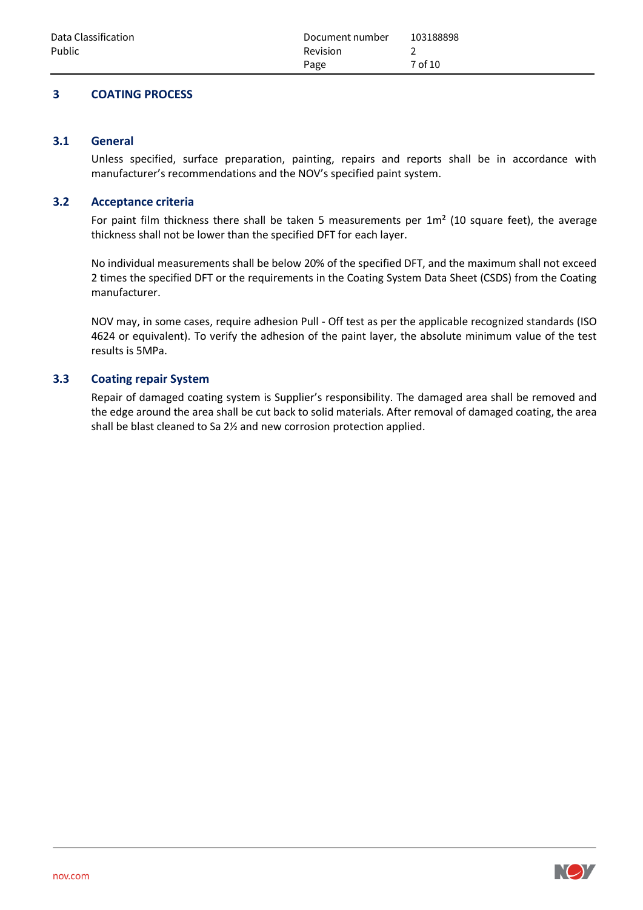# 3 COATING PROCESS

## 3.1 General

Unless specified, surface preparation, painting, repairs and reports shall be in accordance with manufacturer's recommendations and the NOV's specified paint system.

## 3.2 Acceptance criteria

For paint film thickness there shall be taken 5 measurements per 1m² (10 square feet), the average thickness shall not be lower than the specified DFT for each layer.

No individual measurements shall be below 20% of the specified DFT, and the maximum shall not exceed 2 times the specified DFT or the requirements in the Coating System Data Sheet (CSDS) from the Coating manufacturer.

NOV may, in some cases, require adhesion Pull - Off test as per the applicable recognized standards (ISO 4624 or equivalent). To verify the adhesion of the paint layer, the absolute minimum value of the test results is 5MPa.

## 3.3 Coating repair System

Repair of damaged coating system is Supplier's responsibility. The damaged area shall be removed and the edge around the area shall be cut back to solid materials. After removal of damaged coating, the area shall be blast cleaned to Sa 2½ and new corrosion protection applied.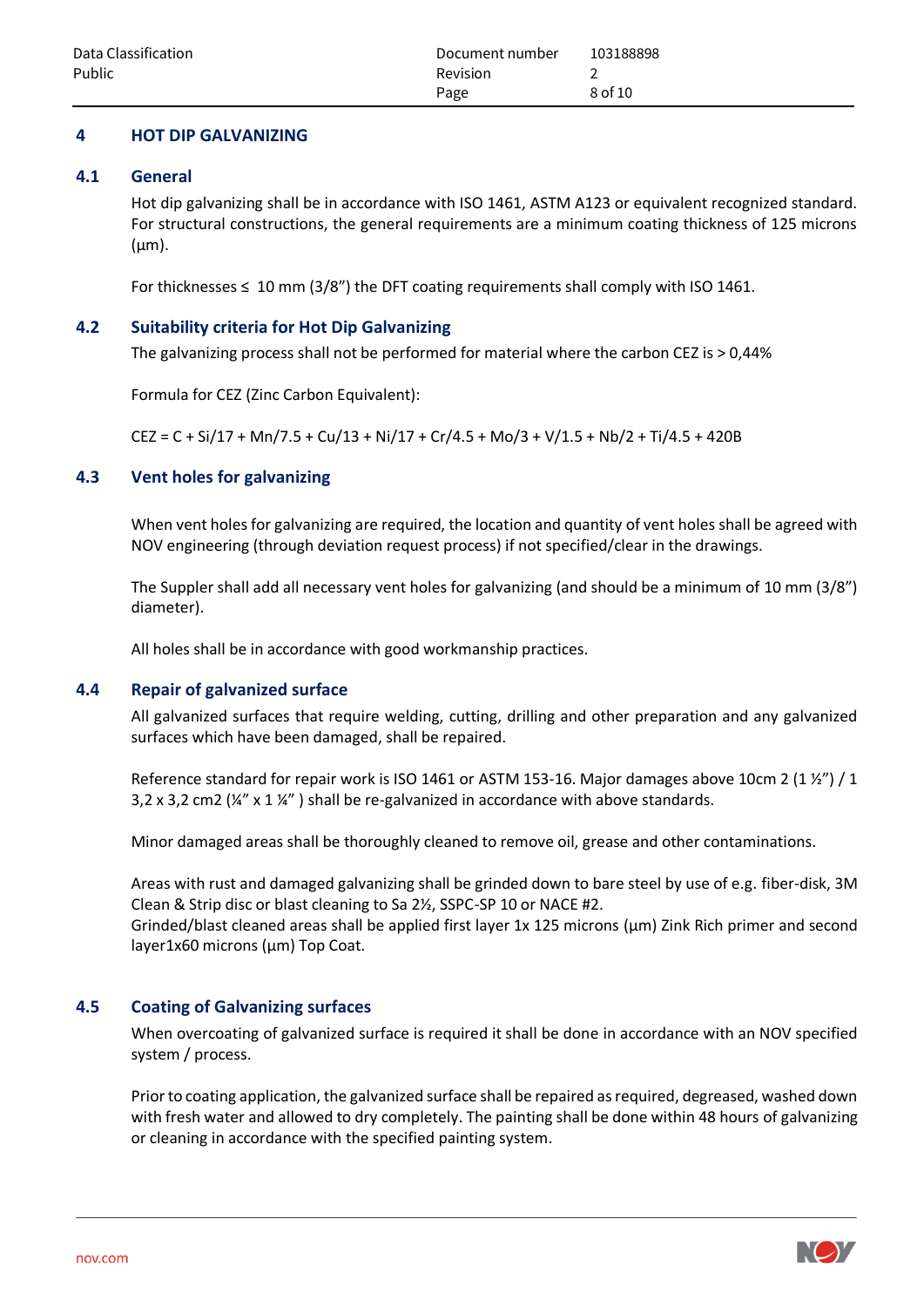# 4 HOT DIP GALVANIZING

## 4.1 General

Hot dip galvanizing shall be in accordance with ISO 1461, ASTM A123 or equivalent recognized standard. For structural constructions, the general requirements are a minimum coating thickness of 125 microns (µm).

For thicknesses ≤ 10 mm (3/8") the DFT coating requirements shall comply with ISO 1461.

## 4.2 Suitability criteria for Hot Dip Galvanizing

The galvanizing process shall not be performed for material where the carbon CEZ is > 0,44%

Formula for CEZ (Zinc Carbon Equivalent):

$$CEZ = C + Si/17 + Mn/7.5 + Cu/13 + Ni/17 + Cr/4.5 + Mo/3 + V/1.5 + Nb/2 + Ti/4.5 + 420B$$

## 4.3 Vent holes for galvanizing

When vent holes for galvanizing are required, the location and quantity of vent holes shall be agreed with NOV engineering (through deviation request process) if not specified/clear in the drawings.

The Suppler shall add all necessary vent holes for galvanizing (and should be a minimum of 10 mm (3/8") diameter).

All holes shall be in accordance with good workmanship practices.

## 4.4 Repair of galvanized surface

All galvanized surfaces that require welding, cutting, drilling and other preparation and any galvanized surfaces which have been damaged, shall be repaired.

Reference standard for repair work is ISO 1461 or ASTM 153-16. Major damages above 10cm 2 (1 ½") / 1 3,2 x 3,2 cm2 (¼" x 1 ¼" ) shall be re-galvanized in accordance with above standards.

Minor damaged areas shall be thoroughly cleaned to remove oil, grease and other contaminations.

Areas with rust and damaged galvanizing shall be grinded down to bare steel by use of e.g. fiber-disk, 3M Clean & Strip disc or blast cleaning to Sa 2½, SSPC-SP 10 or NACE #2.
Grinded/blast cleaned areas shall be applied first layer 1x 125 microns (µm) Zink Rich primer and second layer1x60 microns (µm) Top Coat.

## 4.5 Coating of Galvanizing surfaces

When overcoating of galvanized surface is required it shall be done in accordance with an NOV specified system / process.

Prior to coating application, the galvanized surface shall be repaired as required, degreased, washed down with fresh water and allowed to dry completely. The painting shall be done within 48 hours of galvanizing or cleaning in accordance with the specified painting system.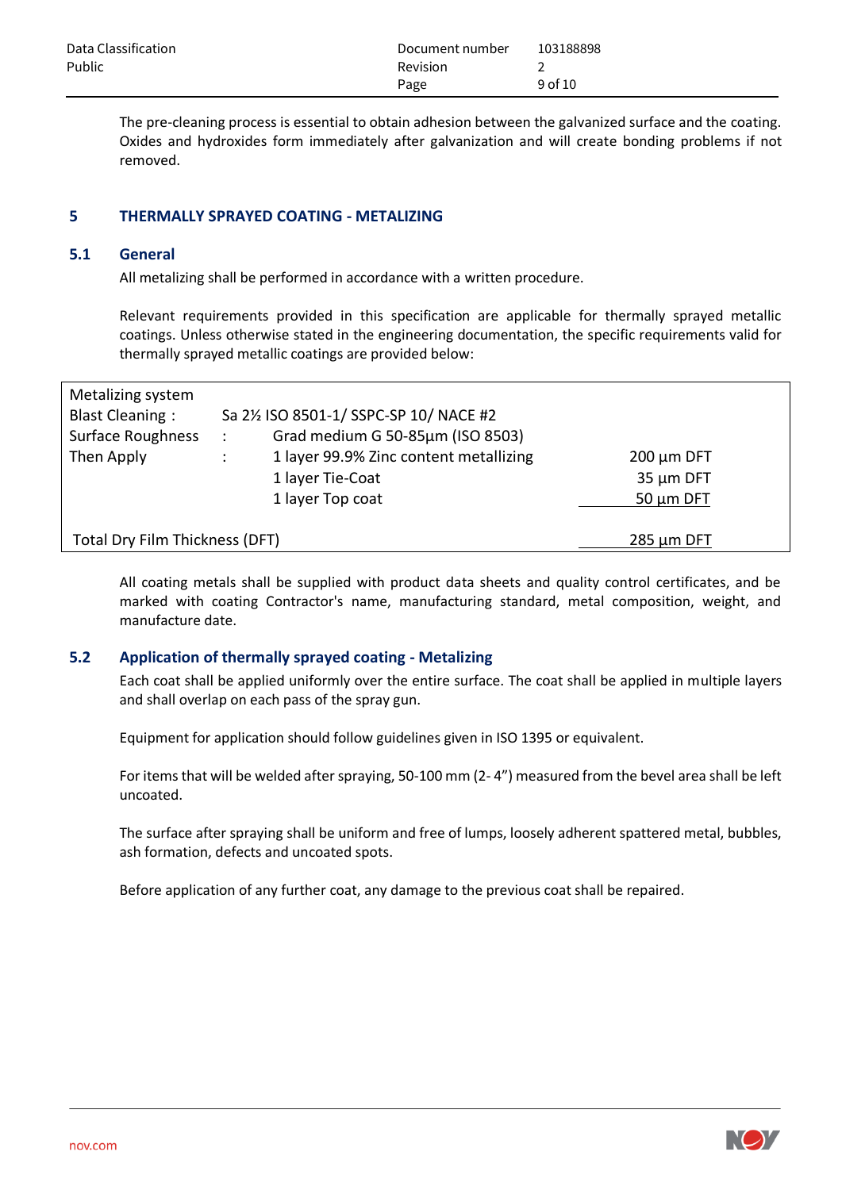The pre-cleaning process is essential to obtain adhesion between the galvanized surface and the coating. Oxides and hydroxides form immediately after galvanization and will create bonding problems if not removed.

## 5 THERMALLY SPRAYED COATING - METALIZING

### 5.1 General

All metalizing shall be performed in accordance with a written procedure.

Relevant requirements provided in this specification are applicable for thermally sprayed metallic coatings. Unless otherwise stated in the engineering documentation, the specific requirements valid for thermally sprayed metallic coatings are provided below:

| Metalizing system | | | |
|---|---|---|---|
| Blast Cleaning : | Sa 2½ ISO 8501-1/ SSPC-SP 10/ NACE #2 | | |
| Surface Roughness | : | Grad medium G 50-85µm (ISO 8503) | |
| Then Apply | : | 1 layer 99.9% Zinc content metallizing | 200 µm DFT |
| | | 1 layer Tie-Coat | 35 µm DFT |
| | | 1 layer Top coat | 50 µm DFT |
| Total Dry Film Thickness (DFT) | | | 285 µm DFT |

All coating metals shall be supplied with product data sheets and quality control certificates, and be marked with coating Contractor's name, manufacturing standard, metal composition, weight, and manufacture date.

### 5.2 Application of thermally sprayed coating - Metalizing

Each coat shall be applied uniformly over the entire surface. The coat shall be applied in multiple layers and shall overlap on each pass of the spray gun.

Equipment for application should follow guidelines given in ISO 1395 or equivalent.

For items that will be welded after spraying, 50-100 mm (2- 4”) measured from the bevel area shall be left uncoated.

The surface after spraying shall be uniform and free of lumps, loosely adherent spattered metal, bubbles, ash formation, defects and uncoated spots.

Before application of any further coat, any damage to the previous coat shall be repaired.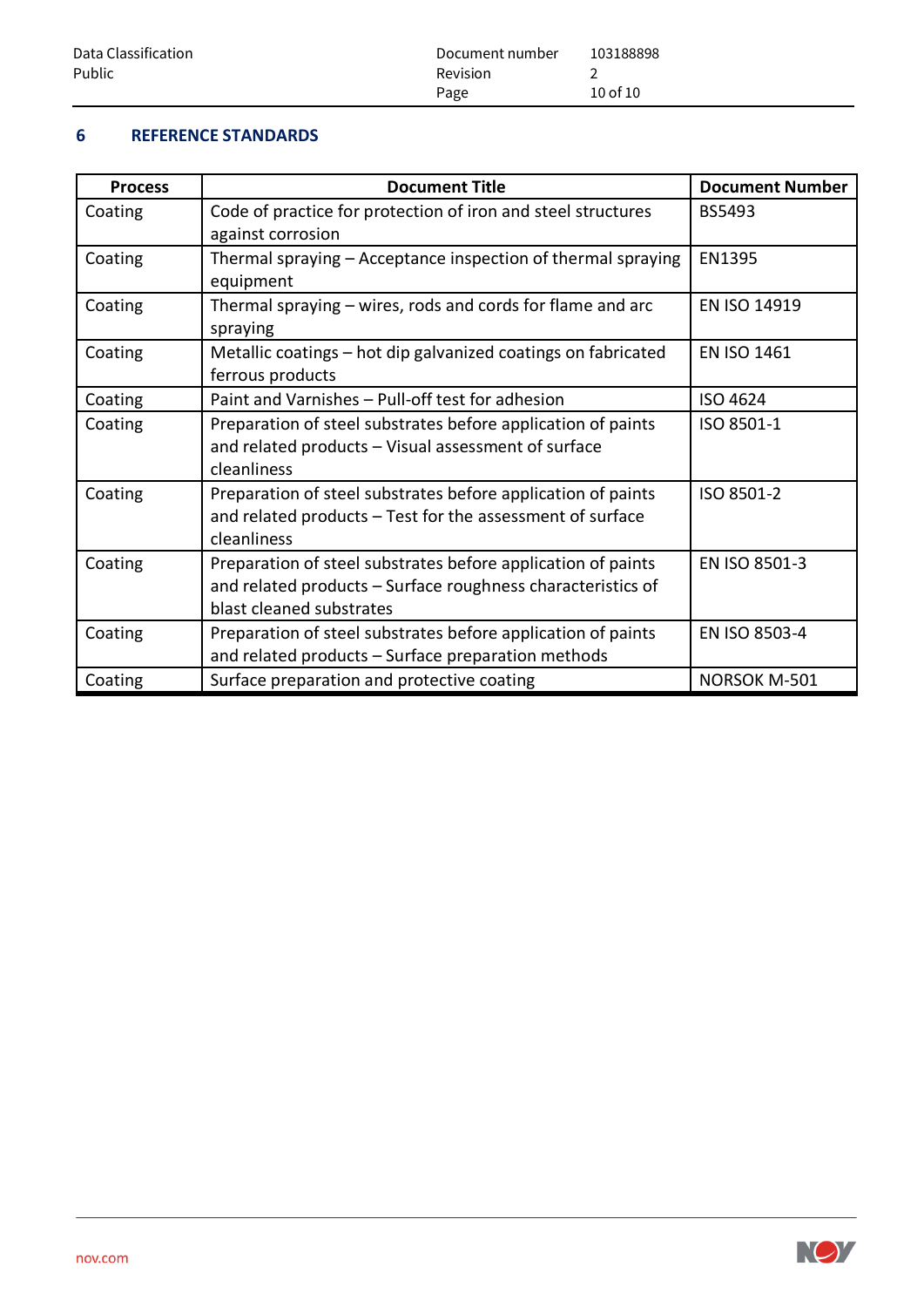## 6 REFERENCE STANDARDS

| Process | Document Title | Document Number |
|---|---|---|
| Coating | Code of practice for protection of iron and steel structures against corrosion | BS5493 |
| Coating | Thermal spraying – Acceptance inspection of thermal spraying equipment | EN1395 |
| Coating | Thermal spraying – wires, rods and cords for flame and arc spraying | EN ISO 14919 |
| Coating | Metallic coatings – hot dip galvanized coatings on fabricated ferrous products | EN ISO 1461 |
| Coating | Paint and Varnishes – Pull-off test for adhesion | ISO 4624 |
| Coating | Preparation of steel substrates before application of paints and related products – Visual assessment of surface cleanliness | ISO 8501-1 |
| Coating | Preparation of steel substrates before application of paints and related products – Test for the assessment of surface cleanliness | ISO 8501-2 |
| Coating | Preparation of steel substrates before application of paints and related products – Surface roughness characteristics of blast cleaned substrates | EN ISO 8501-3 |
| Coating | Preparation of steel substrates before application of paints and related products – Surface preparation methods | EN ISO 8503-4 |
| Coating | Surface preparation and protective coating | NORSOK M-501 |